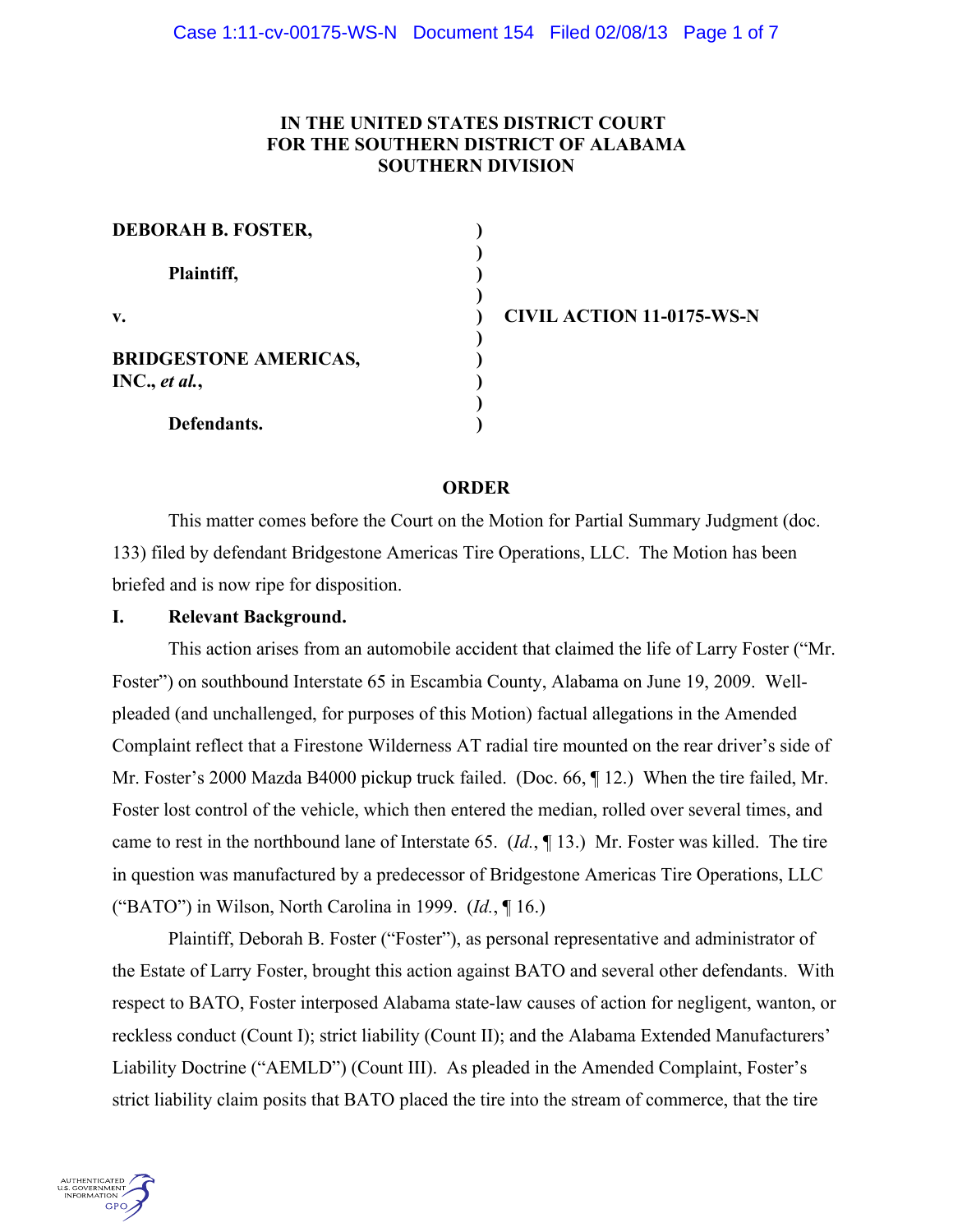**IN THE UNITED STATES DISTRICT COURT**
**FOR THE SOUTHERN DISTRICT OF ALABAMA**
**SOUTHERN DIVISION**

| | | |
|---|---|---|
| **DEBORAH B. FOSTER,** | ) | |
| | ) | |
| **Plaintiff,** | ) | |
| | ) | |
| **v.** | ) | **CIVIL ACTION 11-0175-WS-N** |
| | ) | |
| **BRIDGESTONE AMERICAS, INC.,** ***et al.*****,** | ) | |
| | ) | |
| **Defendants.** | ) | |

## ORDER

This matter comes before the Court on the Motion for Partial Summary Judgment (doc. 133) filed by defendant Bridgestone Americas Tire Operations, LLC. The Motion has been briefed and is now ripe for disposition.

### I. Relevant Background.

This action arises from an automobile accident that claimed the life of Larry Foster ("Mr. Foster") on southbound Interstate 65 in Escambia County, Alabama on June 19, 2009. Well-pleaded (and unchallenged, for purposes of this Motion) factual allegations in the Amended Complaint reflect that a Firestone Wilderness AT radial tire mounted on the rear driver's side of Mr. Foster's 2000 Mazda B4000 pickup truck failed. (Doc. 66, ¶ 12.) When the tire failed, Mr. Foster lost control of the vehicle, which then entered the median, rolled over several times, and came to rest in the northbound lane of Interstate 65. (*Id.*, ¶ 13.) Mr. Foster was killed. The tire in question was manufactured by a predecessor of Bridgestone Americas Tire Operations, LLC ("BATO") in Wilson, North Carolina in 1999. (*Id.*, ¶ 16.)

Plaintiff, Deborah B. Foster ("Foster"), as personal representative and administrator of the Estate of Larry Foster, brought this action against BATO and several other defendants. With respect to BATO, Foster interposed Alabama state-law causes of action for negligent, wanton, or reckless conduct (Count I); strict liability (Count II); and the Alabama Extended Manufacturers' Liability Doctrine ("AEMLD") (Count III). As pleaded in the Amended Complaint, Foster's strict liability claim posits that BATO placed the tire into the stream of commerce, that the tire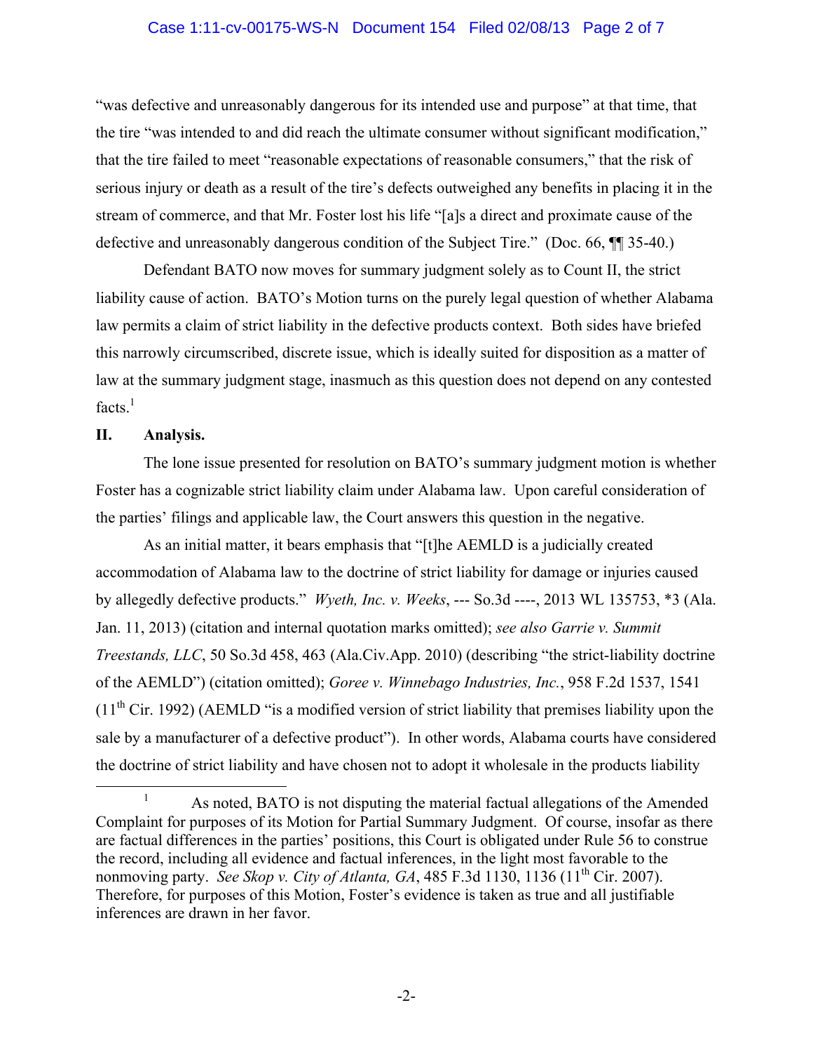"was defective and unreasonably dangerous for its intended use and purpose" at that time, that the tire "was intended to and did reach the ultimate consumer without significant modification," that the tire failed to meet "reasonable expectations of reasonable consumers," that the risk of serious injury or death as a result of the tire's defects outweighed any benefits in placing it in the stream of commerce, and that Mr. Foster lost his life "[a]s a direct and proximate cause of the defective and unreasonably dangerous condition of the Subject Tire." (Doc. 66, ¶¶ 35-40.)

Defendant BATO now moves for summary judgment solely as to Count II, the strict liability cause of action. BATO's Motion turns on the purely legal question of whether Alabama law permits a claim of strict liability in the defective products context. Both sides have briefed this narrowly circumscribed, discrete issue, which is ideally suited for disposition as a matter of law at the summary judgment stage, inasmuch as this question does not depend on any contested facts.[1]

## II. Analysis.

The lone issue presented for resolution on BATO's summary judgment motion is whether Foster has a cognizable strict liability claim under Alabama law. Upon careful consideration of the parties' filings and applicable law, the Court answers this question in the negative.

As an initial matter, it bears emphasis that "[t]he AEMLD is a judicially created accommodation of Alabama law to the doctrine of strict liability for damage or injuries caused by allegedly defective products." *Wyeth, Inc. v. Weeks*, --- So.3d ----, 2013 WL 135753, *3 (Ala. Jan. 11, 2013) (citation and internal quotation marks omitted); *see also Garrie v. Summit Treestands, LLC*, 50 So.3d 458, 463 (Ala.Civ.App. 2010) (describing "the strict-liability doctrine of the AEMLD") (citation omitted); *Goree v. Winnebago Industries, Inc.*, 958 F.2d 1537, 1541 (11th Cir. 1992) (AEMLD "is a modified version of strict liability that premises liability upon the sale by a manufacturer of a defective product"). In other words, Alabama courts have considered the doctrine of strict liability and have chosen not to adopt it wholesale in the products liability

[1] As noted, BATO is not disputing the material factual allegations of the Amended Complaint for purposes of its Motion for Partial Summary Judgment. Of course, insofar as there are factual differences in the parties' positions, this Court is obligated under Rule 56 to construe the record, including all evidence and factual inferences, in the light most favorable to the nonmoving party. *See Skop v. City of Atlanta, GA*, 485 F.3d 1130, 1136 (11th Cir. 2007). Therefore, for purposes of this Motion, Foster's evidence is taken as true and all justifiable inferences are drawn in her favor.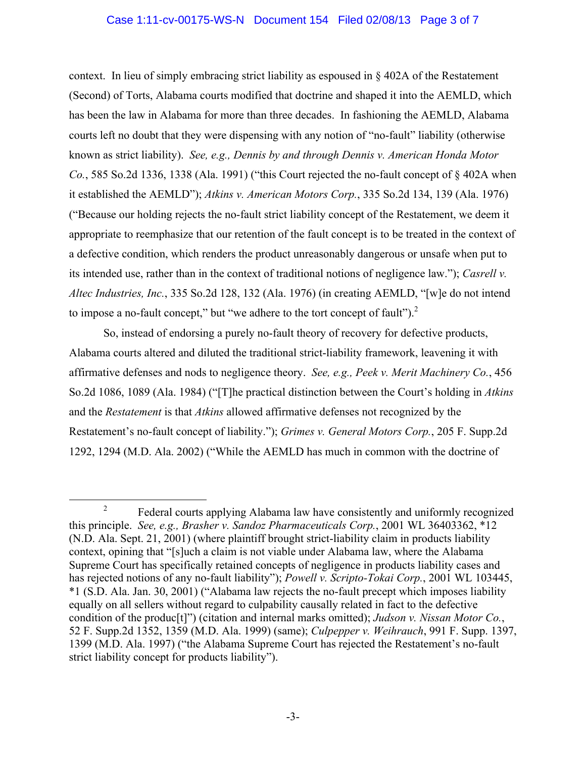context. In lieu of simply embracing strict liability as espoused in § 402A of the Restatement (Second) of Torts, Alabama courts modified that doctrine and shaped it into the AEMLD, which has been the law in Alabama for more than three decades. In fashioning the AEMLD, Alabama courts left no doubt that they were dispensing with any notion of "no-fault" liability (otherwise known as strict liability). *See, e.g., Dennis by and through Dennis v. American Honda Motor Co.*, 585 So.2d 1336, 1338 (Ala. 1991) ("this Court rejected the no-fault concept of § 402A when it established the AEMLD"); *Atkins v. American Motors Corp.*, 335 So.2d 134, 139 (Ala. 1976) ("Because our holding rejects the no-fault strict liability concept of the Restatement, we deem it appropriate to reemphasize that our retention of the fault concept is to be treated in the context of a defective condition, which renders the product unreasonably dangerous or unsafe when put to its intended use, rather than in the context of traditional notions of negligence law."); *Casrell v. Altec Industries, Inc.*, 335 So.2d 128, 132 (Ala. 1976) (in creating AEMLD, "[w]e do not intend to impose a no-fault concept," but "we adhere to the tort concept of fault").[2]

So, instead of endorsing a purely no-fault theory of recovery for defective products, Alabama courts altered and diluted the traditional strict-liability framework, leavening it with affirmative defenses and nods to negligence theory. *See, e.g., Peek v. Merit Machinery Co.*, 456 So.2d 1086, 1089 (Ala. 1984) ("[T]he practical distinction between the Court's holding in *Atkins* and the *Restatement* is that *Atkins* allowed affirmative defenses not recognized by the Restatement's no-fault concept of liability."); *Grimes v. General Motors Corp.*, 205 F. Supp.2d 1292, 1294 (M.D. Ala. 2002) ("While the AEMLD has much in common with the doctrine of

---

[2] Federal courts applying Alabama law have consistently and uniformly recognized this principle. *See, e.g., Brasher v. Sandoz Pharmaceuticals Corp.*, 2001 WL 36403362, *12 (N.D. Ala. Sept. 21, 2001) (where plaintiff brought strict-liability claim in products liability context, opining that "[s]uch a claim is not viable under Alabama law, where the Alabama Supreme Court has specifically retained concepts of negligence in products liability cases and has rejected notions of any no-fault liability"); *Powell v. Scripto-Tokai Corp.*, 2001 WL 103445, *1 (S.D. Ala. Jan. 30, 2001) ("Alabama law rejects the no-fault precept which imposes liability equally on all sellers without regard to culpability causally related in fact to the defective condition of the produc[t]") (citation and internal marks omitted); *Judson v. Nissan Motor Co.*, 52 F. Supp.2d 1352, 1359 (M.D. Ala. 1999) (same); *Culpepper v. Weihrauch*, 991 F. Supp. 1397, 1399 (M.D. Ala. 1997) ("the Alabama Supreme Court has rejected the Restatement's no-fault strict liability concept for products liability").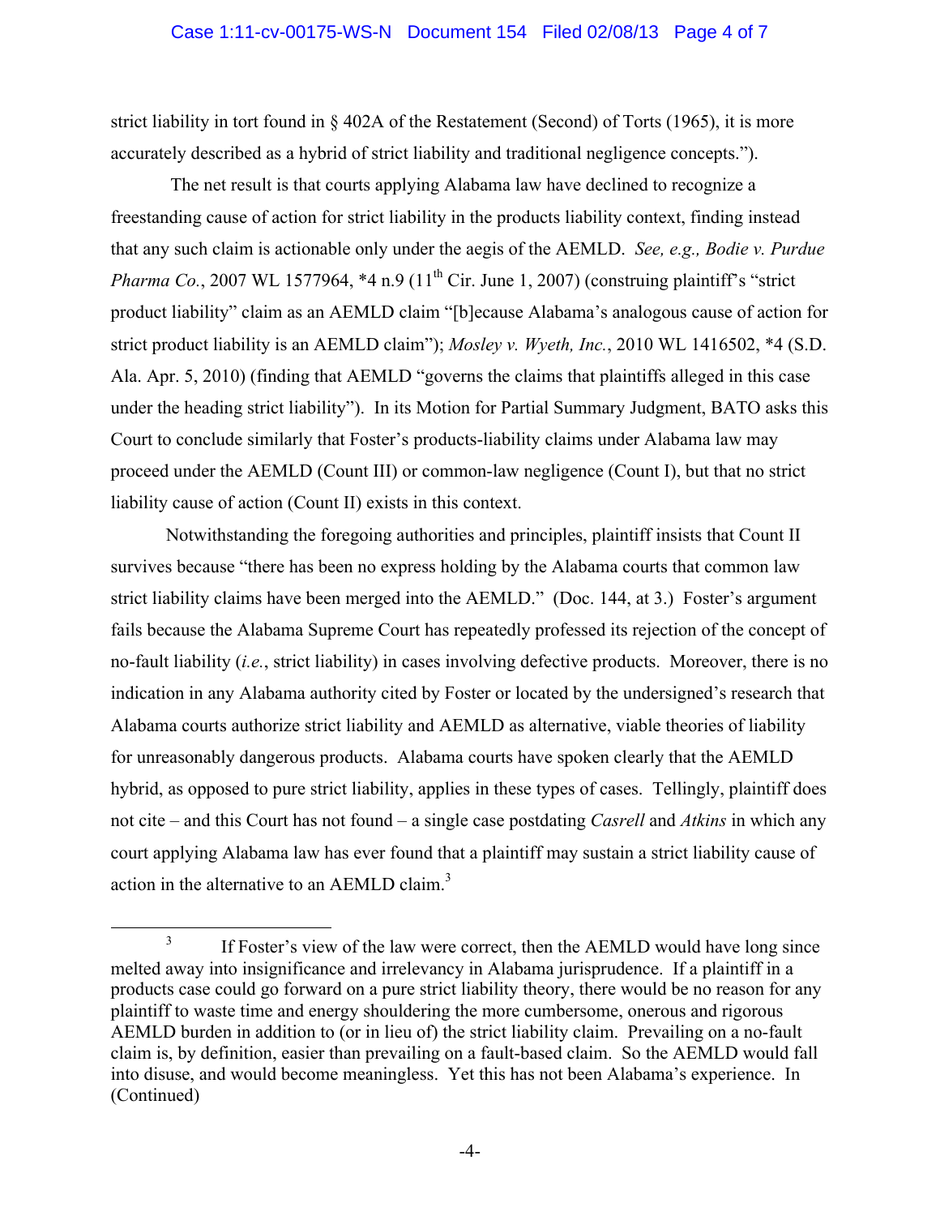strict liability in tort found in § 402A of the Restatement (Second) of Torts (1965), it is more accurately described as a hybrid of strict liability and traditional negligence concepts.").

The net result is that courts applying Alabama law have declined to recognize a freestanding cause of action for strict liability in the products liability context, finding instead that any such claim is actionable only under the aegis of the AEMLD. *See, e.g., Bodie v. Purdue Pharma Co.*, 2007 WL 1577964, *4 n.9 (11th Cir. June 1, 2007) (construing plaintiff's "strict product liability" claim as an AEMLD claim "[b]ecause Alabama's analogous cause of action for strict product liability is an AEMLD claim"); *Mosley v. Wyeth, Inc.*, 2010 WL 1416502, *4 (S.D. Ala. Apr. 5, 2010) (finding that AEMLD "governs the claims that plaintiffs alleged in this case under the heading strict liability"). In its Motion for Partial Summary Judgment, BATO asks this Court to conclude similarly that Foster's products-liability claims under Alabama law may proceed under the AEMLD (Count III) or common-law negligence (Count I), but that no strict liability cause of action (Count II) exists in this context.

Notwithstanding the foregoing authorities and principles, plaintiff insists that Count II survives because "there has been no express holding by the Alabama courts that common law strict liability claims have been merged into the AEMLD." (Doc. 144, at 3.) Foster's argument fails because the Alabama Supreme Court has repeatedly professed its rejection of the concept of no-fault liability (*i.e.*, strict liability) in cases involving defective products. Moreover, there is no indication in any Alabama authority cited by Foster or located by the undersigned's research that Alabama courts authorize strict liability and AEMLD as alternative, viable theories of liability for unreasonably dangerous products. Alabama courts have spoken clearly that the AEMLD hybrid, as opposed to pure strict liability, applies in these types of cases. Tellingly, plaintiff does not cite – and this Court has not found – a single case postdating *Casrell* and *Atkins* in which any court applying Alabama law has ever found that a plaintiff may sustain a strict liability cause of action in the alternative to an AEMLD claim.[3]

[3] If Foster's view of the law were correct, then the AEMLD would have long since melted away into insignificance and irrelevancy in Alabama jurisprudence. If a plaintiff in a products case could go forward on a pure strict liability theory, there would be no reason for any plaintiff to waste time and energy shouldering the more cumbersome, onerous and rigorous AEMLD burden in addition to (or in lieu of) the strict liability claim. Prevailing on a no-fault claim is, by definition, easier than prevailing on a fault-based claim. So the AEMLD would fall into disuse, and would become meaningless. Yet this has not been Alabama's experience. In (Continued)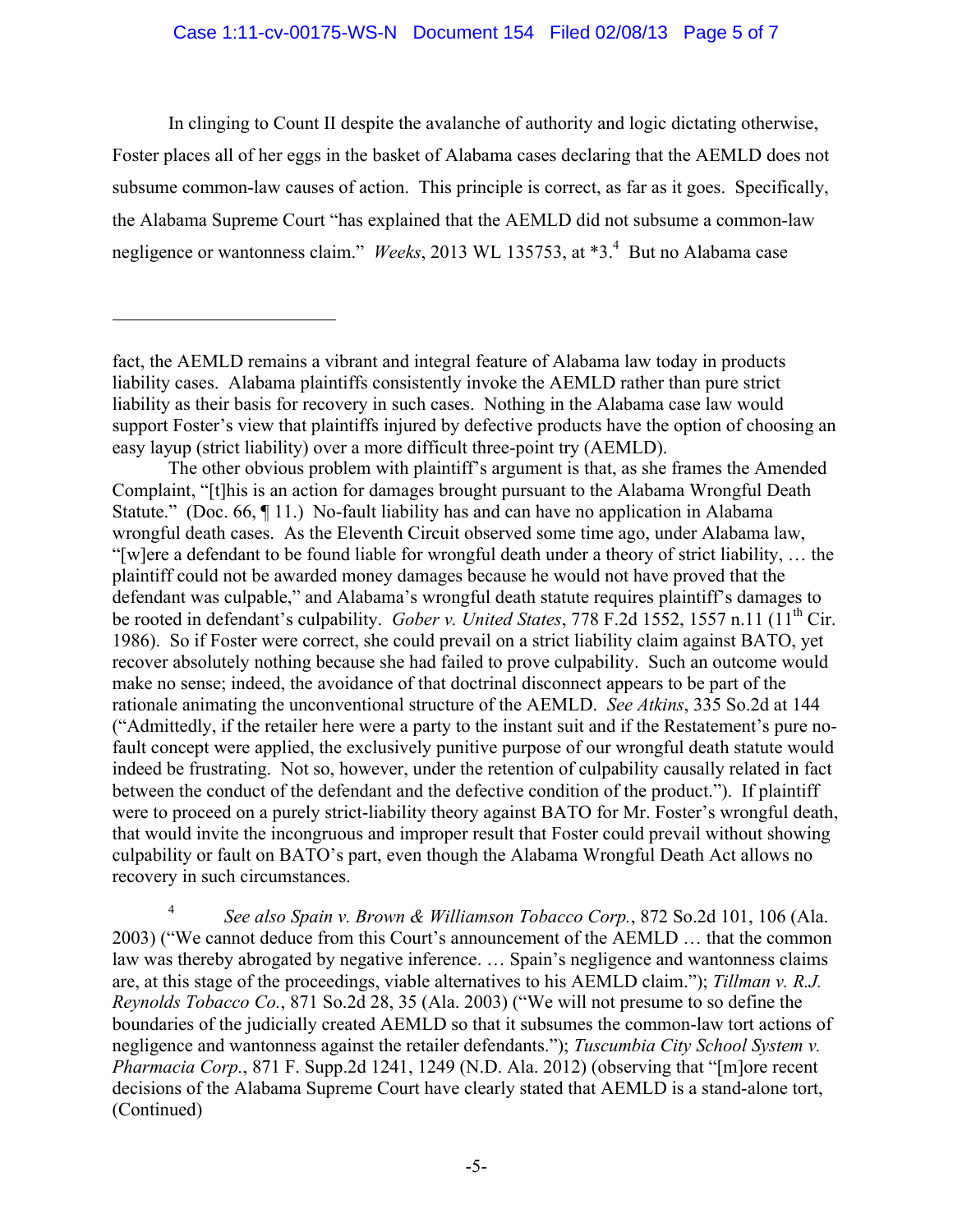In clinging to Count II despite the avalanche of authority and logic dictating otherwise, Foster places all of her eggs in the basket of Alabama cases declaring that the AEMLD does not subsume common-law causes of action. This principle is correct, as far as it goes. Specifically, the Alabama Supreme Court "has explained that the AEMLD did not subsume a common-law negligence or wantonness claim." *Weeks*, 2013 WL 135753, at *3.[4] But no Alabama case

---

fact, the AEMLD remains a vibrant and integral feature of Alabama law today in products liability cases. Alabama plaintiffs consistently invoke the AEMLD rather than pure strict liability as their basis for recovery in such cases. Nothing in the Alabama case law would support Foster's view that plaintiffs injured by defective products have the option of choosing an easy layup (strict liability) over a more difficult three-point try (AEMLD).

The other obvious problem with plaintiff's argument is that, as she frames the Amended Complaint, "[t]his is an action for damages brought pursuant to the Alabama Wrongful Death Statute." (Doc. 66, ¶ 11.) No-fault liability has and can have no application in Alabama wrongful death cases. As the Eleventh Circuit observed some time ago, under Alabama law, "[w]ere a defendant to be found liable for wrongful death under a theory of strict liability, … the plaintiff could not be awarded money damages because he would not have proved that the defendant was culpable," and Alabama's wrongful death statute requires plaintiff's damages to be rooted in defendant's culpability. *Gober v. United States*, 778 F.2d 1552, 1557 n.11 (11th Cir. 1986). So if Foster were correct, she could prevail on a strict liability claim against BATO, yet recover absolutely nothing because she had failed to prove culpability. Such an outcome would make no sense; indeed, the avoidance of that doctrinal disconnect appears to be part of the rationale animating the unconventional structure of the AEMLD. *See Atkins*, 335 So.2d at 144 ("Admittedly, if the retailer here were a party to the instant suit and if the Restatement's pure no-fault concept were applied, the exclusively punitive purpose of our wrongful death statute would indeed be frustrating. Not so, however, under the retention of culpability causally related in fact between the conduct of the defendant and the defective condition of the product."). If plaintiff were to proceed on a purely strict-liability theory against BATO for Mr. Foster's wrongful death, that would invite the incongruous and improper result that Foster could prevail without showing culpability or fault on BATO's part, even though the Alabama Wrongful Death Act allows no recovery in such circumstances.

[4] *See also Spain v. Brown & Williamson Tobacco Corp.*, 872 So.2d 101, 106 (Ala. 2003) ("We cannot deduce from this Court's announcement of the AEMLD … that the common law was thereby abrogated by negative inference. … Spain's negligence and wantonness claims are, at this stage of the proceedings, viable alternatives to his AEMLD claim."); *Tillman v. R.J. Reynolds Tobacco Co.*, 871 So.2d 28, 35 (Ala. 2003) ("We will not presume to so define the boundaries of the judicially created AEMLD so that it subsumes the common-law tort actions of negligence and wantonness against the retailer defendants."); *Tuscumbia City School System v. Pharmacia Corp.*, 871 F. Supp.2d 1241, 1249 (N.D. Ala. 2012) (observing that "[m]ore recent decisions of the Alabama Supreme Court have clearly stated that AEMLD is a stand-alone tort, (Continued)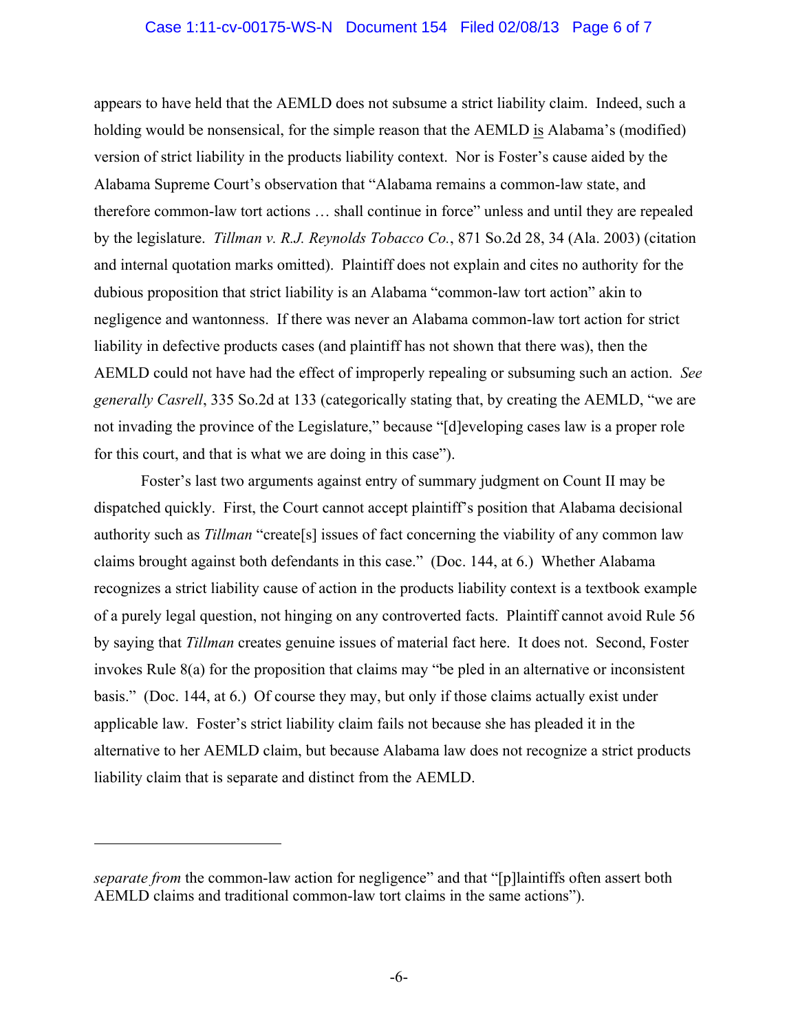appears to have held that the AEMLD does not subsume a strict liability claim. Indeed, such a holding would be nonsensical, for the simple reason that the AEMLD is Alabama's (modified) version of strict liability in the products liability context. Nor is Foster's cause aided by the Alabama Supreme Court's observation that "Alabama remains a common-law state, and therefore common-law tort actions … shall continue in force" unless and until they are repealed by the legislature. *Tillman v. R.J. Reynolds Tobacco Co.*, 871 So.2d 28, 34 (Ala. 2003) (citation and internal quotation marks omitted). Plaintiff does not explain and cites no authority for the dubious proposition that strict liability is an Alabama "common-law tort action" akin to negligence and wantonness. If there was never an Alabama common-law tort action for strict liability in defective products cases (and plaintiff has not shown that there was), then the AEMLD could not have had the effect of improperly repealing or subsuming such an action. *See generally Casrell*, 335 So.2d at 133 (categorically stating that, by creating the AEMLD, "we are not invading the province of the Legislature," because "[d]eveloping cases law is a proper role for this court, and that is what we are doing in this case").

Foster's last two arguments against entry of summary judgment on Count II may be dispatched quickly. First, the Court cannot accept plaintiff's position that Alabama decisional authority such as *Tillman* "create[s] issues of fact concerning the viability of any common law claims brought against both defendants in this case." (Doc. 144, at 6.) Whether Alabama recognizes a strict liability cause of action in the products liability context is a textbook example of a purely legal question, not hinging on any controverted facts. Plaintiff cannot avoid Rule 56 by saying that *Tillman* creates genuine issues of material fact here. It does not. Second, Foster invokes Rule 8(a) for the proposition that claims may "be pled in an alternative or inconsistent basis." (Doc. 144, at 6.) Of course they may, but only if those claims actually exist under applicable law. Foster's strict liability claim fails not because she has pleaded it in the alternative to her AEMLD claim, but because Alabama law does not recognize a strict products liability claim that is separate and distinct from the AEMLD.

---

*separate from* the common-law action for negligence" and that "[p]laintiffs often assert both AEMLD claims and traditional common-law tort claims in the same actions").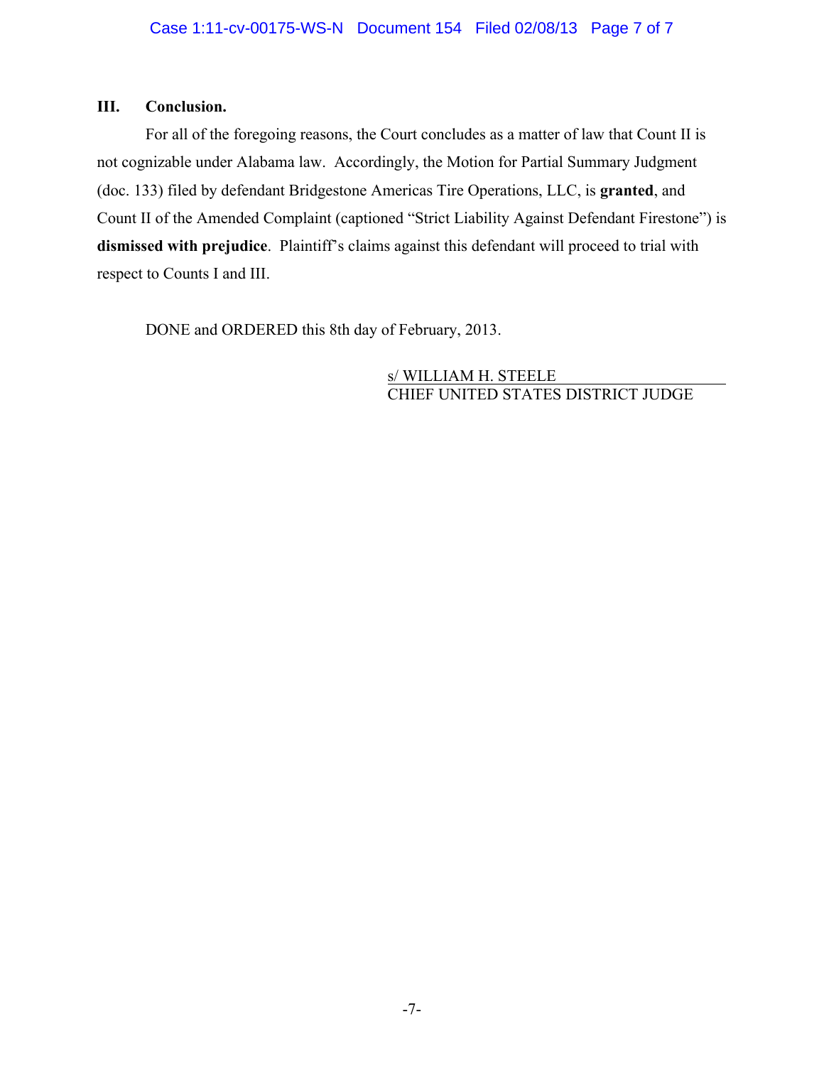## III. Conclusion.

For all of the foregoing reasons, the Court concludes as a matter of law that Count II is not cognizable under Alabama law. Accordingly, the Motion for Partial Summary Judgment (doc. 133) filed by defendant Bridgestone Americas Tire Operations, LLC, is **granted**, and Count II of the Amended Complaint (captioned "Strict Liability Against Defendant Firestone") is **dismissed with prejudice**. Plaintiff's claims against this defendant will proceed to trial with respect to Counts I and III.

DONE and ORDERED this 8th day of February, 2013.

s/ WILLIAM H. STEELE
CHIEF UNITED STATES DISTRICT JUDGE